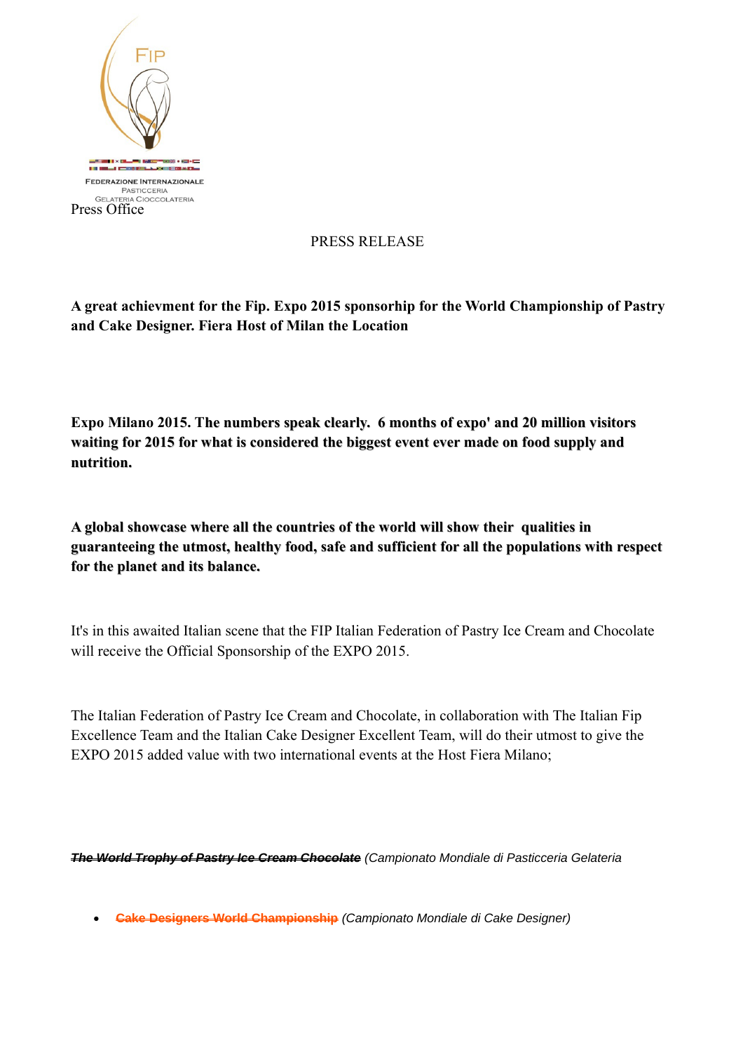FIP

FEDERAZIONE INTERNAZIONALE
PASTICCERIA
GELATERIA CIOCCOLATERIA

Press Office

PRESS RELEASE

**A great achievment for the Fip. Expo 2015 sponsorhip for the World Championship of Pastry and Cake Designer. Fiera Host of Milan the Location**

**Expo Milano 2015. The numbers speak clearly. 6 months of expo' and 20 million visitors waiting for 2015 for what is considered the biggest event ever made on food supply and nutrition.**

**A global showcase where all the countries of the world will show their qualities in guaranteeing the utmost, healthy food, safe and sufficient for all the populations with respect for the planet and its balance.**

It's in this awaited Italian scene that the FIP Italian Federation of Pastry Ice Cream and Chocolate will receive the Official Sponsorship of the EXPO 2015.

The Italian Federation of Pastry Ice Cream and Chocolate, in collaboration with The Italian Fip Excellence Team and the Italian Cake Designer Excellent Team, will do their utmost to give the EXPO 2015 added value with two international events at the Host Fiera Milano;

***~~The World Trophy of Pastry Ice Cream Chocolate~~*** *(Campionato Mondiale di Pasticceria Gelateria*

- **~~Cake Designers World Championship~~** *(Campionato Mondiale di Cake Designer)*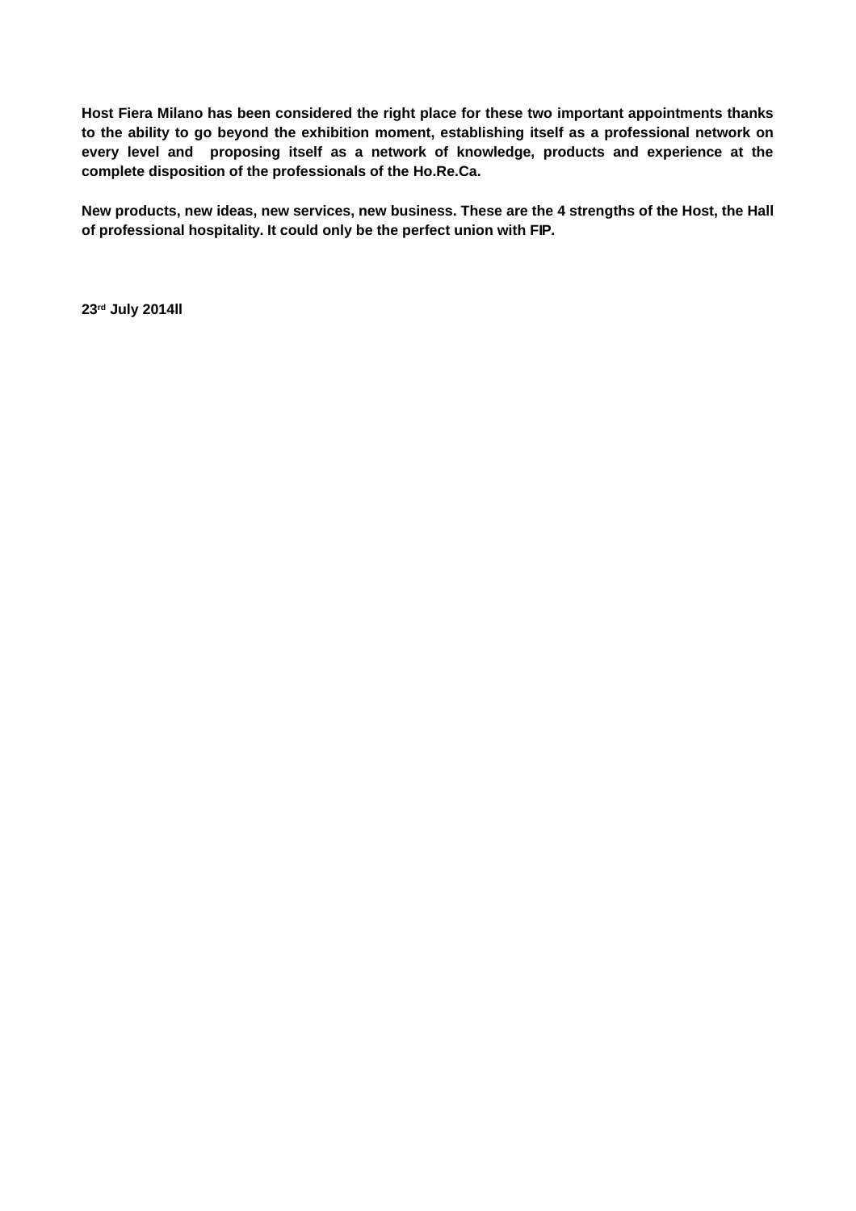**Host Fiera Milano has been considered the right place for these two important appointments thanks to the ability to go beyond the exhibition moment, establishing itself as a professional network on every level and proposing itself as a network of knowledge, products and experience at the complete disposition of the professionals of the Ho.Re.Ca.**

**New products, new ideas, new services, new business. These are the 4 strengths of the Host, the Hall of professional hospitality. It could only be the perfect union with FIP.**

**23rd July 2014ll**